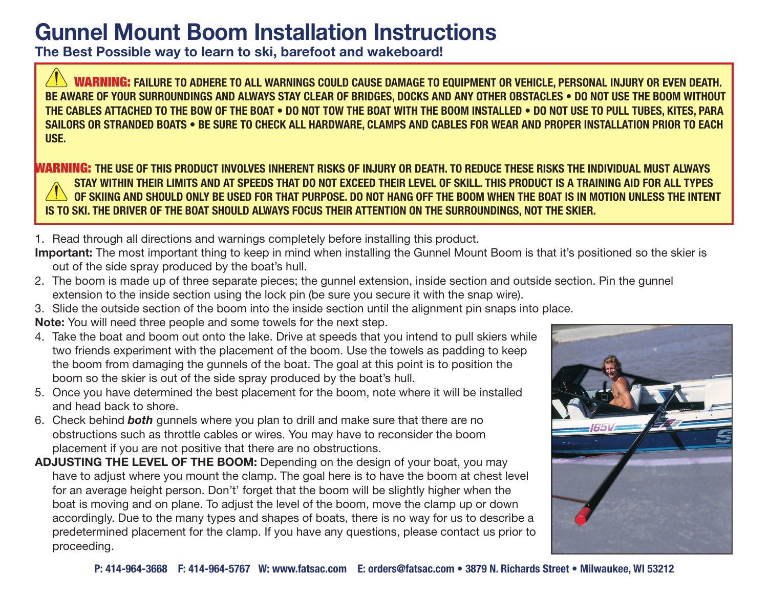# Gunnel Mount Boom Installation Instructions

## The Best Possible way to learn to ski, barefoot and wakeboard!

⚠ **WARNING: FAILURE TO ADHERE TO ALL WARNINGS COULD CAUSE DAMAGE TO EQUIPMENT OR VEHICLE, PERSONAL INJURY OR EVEN DEATH. BE AWARE OF YOUR SURROUNDINGS AND ALWAYS STAY CLEAR OF BRIDGES, DOCKS AND ANY OTHER OBSTACLES • DO NOT USE THE BOOM WITHOUT THE CABLES ATTACHED TO THE BOW OF THE BOAT • DO NOT TOW THE BOAT WITH THE BOOM INSTALLED • DO NOT USE TO PULL TUBES, KITES, PARA SAILORS OR STRANDED BOATS • BE SURE TO CHECK ALL HARDWARE, CLAMPS AND CABLES FOR WEAR AND PROPER INSTALLATION PRIOR TO EACH USE.**

⚠ **WARNING: THE USE OF THIS PRODUCT INVOLVES INHERENT RISKS OF INJURY OR DEATH. TO REDUCE THESE RISKS THE INDIVIDUAL MUST ALWAYS STAY WITHIN THEIR LIMITS AND AT SPEEDS THAT DO NOT EXCEED THEIR LEVEL OF SKILL. THIS PRODUCT IS A TRAINING AID FOR ALL TYPES OF SKIING AND SHOULD ONLY BE USED FOR THAT PURPOSE. DO NOT HANG OFF THE BOOM WHEN THE BOAT IS IN MOTION UNLESS THE INTENT IS TO SKI. THE DRIVER OF THE BOAT SHOULD ALWAYS FOCUS THEIR ATTENTION ON THE SURROUNDINGS, NOT THE SKIER.**

1. Read through all directions and warnings completely before installing this product.

**Important:** The most important thing to keep in mind when installing the Gunnel Mount Boom is that it's positioned so the skier is out of the side spray produced by the boat's hull.

2. The boom is made up of three separate pieces; the gunnel extension, inside section and outside section. Pin the gunnel extension to the inside section using the lock pin (be sure you secure it with the snap wire).
3. Slide the outside section of the boom into the inside section until the alignment pin snaps into place.

**Note:** You will need three people and some towels for the next step.

4. Take the boat and boom out onto the lake. Drive at speeds that you intend to pull skiers while two friends experiment with the placement of the boom. Use the towels as padding to keep the boom from damaging the gunnels of the boat. The goal at this point is to position the boom so the skier is out of the side spray produced by the boat's hull.
5. Once you have determined the best placement for the boom, note where it will be installed and head back to shore.
6. Check behind ***both*** gunnels where you plan to drill and make sure that there are no obstructions such as throttle cables or wires. You may have to reconsider the boom placement if you are not positive that there are no obstructions.

**ADJUSTING THE LEVEL OF THE BOOM:** Depending on the design of your boat, you may have to adjust where you mount the clamp. The goal here is to have the boom at chest level for an average height person. Don't' forget that the boom will be slightly higher when the boat is moving and on plane. To adjust the level of the boom, move the clamp up or down accordingly. Due to the many types and shapes of boats, there is no way for us to describe a predetermined placement for the clamp. If you have any questions, please contact us prior to proceeding.

**P: 414-964-3668 F: 414-964-5767 W: www.fatsac.com E: orders@fatsac.com • 3879 N. Richards Street • Milwaukee, WI 53212**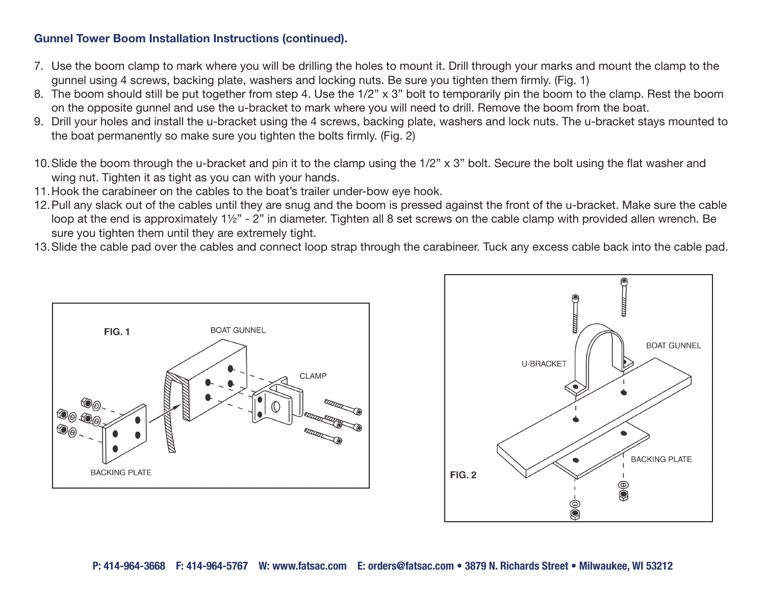**Gunnel Tower Boom Installation Instructions (continued).**

7. Use the boom clamp to mark where you will be drilling the holes to mount it. Drill through your marks and mount the clamp to the gunnel using 4 screws, backing plate, washers and locking nuts. Be sure you tighten them firmly. (Fig. 1)
8. The boom should still be put together from step 4. Use the 1/2" x 3" bolt to temporarily pin the boom to the clamp. Rest the boom on the opposite gunnel and use the u-bracket to mark where you will need to drill. Remove the boom from the boat.
9. Drill your holes and install the u-bracket using the 4 screws, backing plate, washers and lock nuts. The u-bracket stays mounted to the boat permanently so make sure you tighten the bolts firmly. (Fig. 2)

10. Slide the boom through the u-bracket and pin it to the clamp using the 1/2" x 3" bolt. Secure the bolt using the flat washer and wing nut. Tighten it as tight as you can with your hands.
11. Hook the carabineer on the cables to the boat's trailer under-bow eye hook.
12. Pull any slack out of the cables until they are snug and the boom is pressed against the front of the u-bracket. Make sure the cable loop at the end is approximately 1½" - 2" in diameter. Tighten all 8 set screws on the cable clamp with provided allen wrench. Be sure you tighten them until they are extremely tight.
13. Slide the cable pad over the cables and connect loop strap through the carabineer. Tuck any excess cable back into the cable pad.

**FIG. 1**

BOAT GUNNEL

CLAMP

BACKING PLATE

**FIG. 2**

U-BRACKET

BOAT GUNNEL

BACKING PLATE